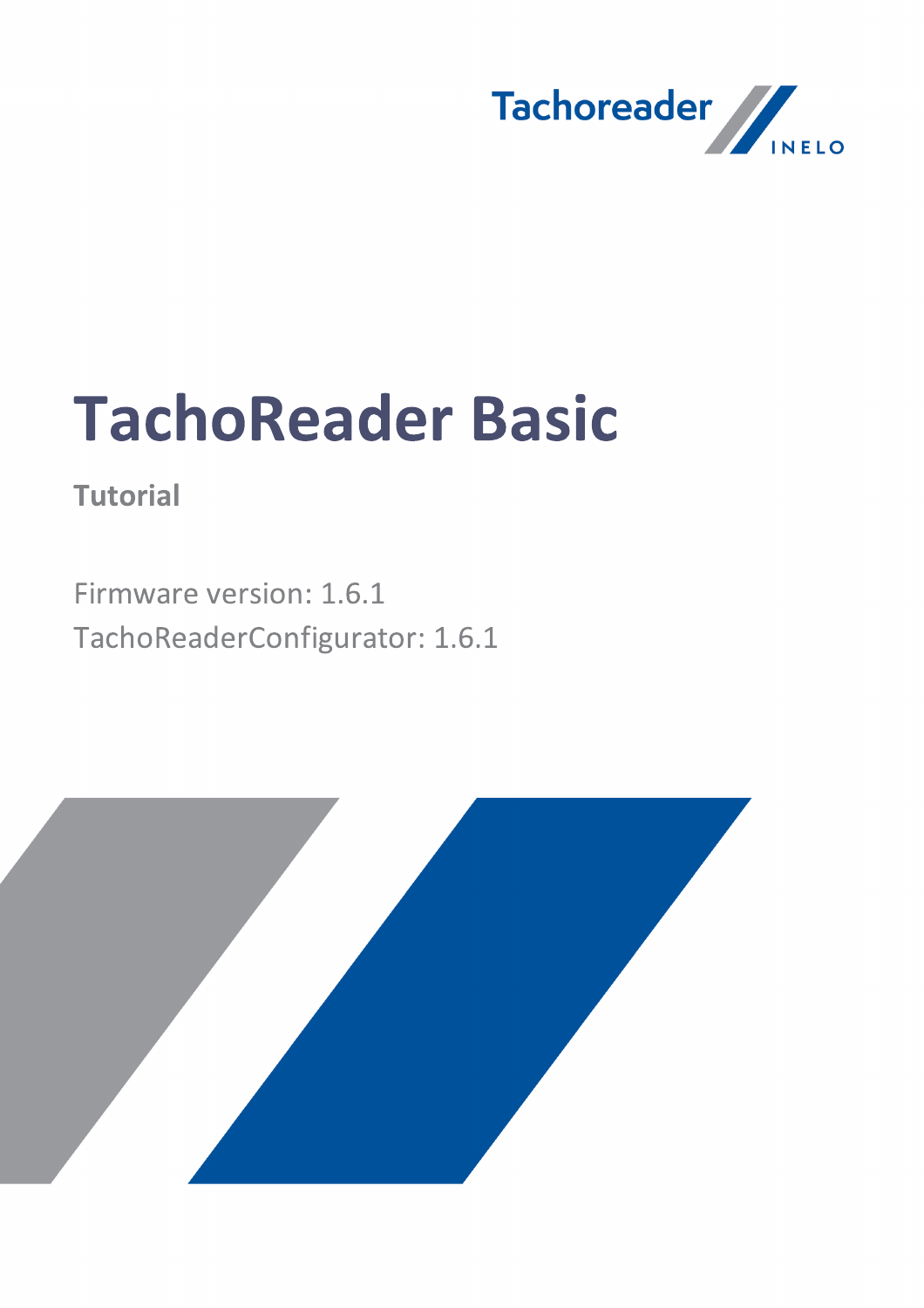Tachoreader INELO

# TachoReader Basic

**Tutorial**

Firmware version: 1.6.1

TachoReaderConfigurator: 1.6.1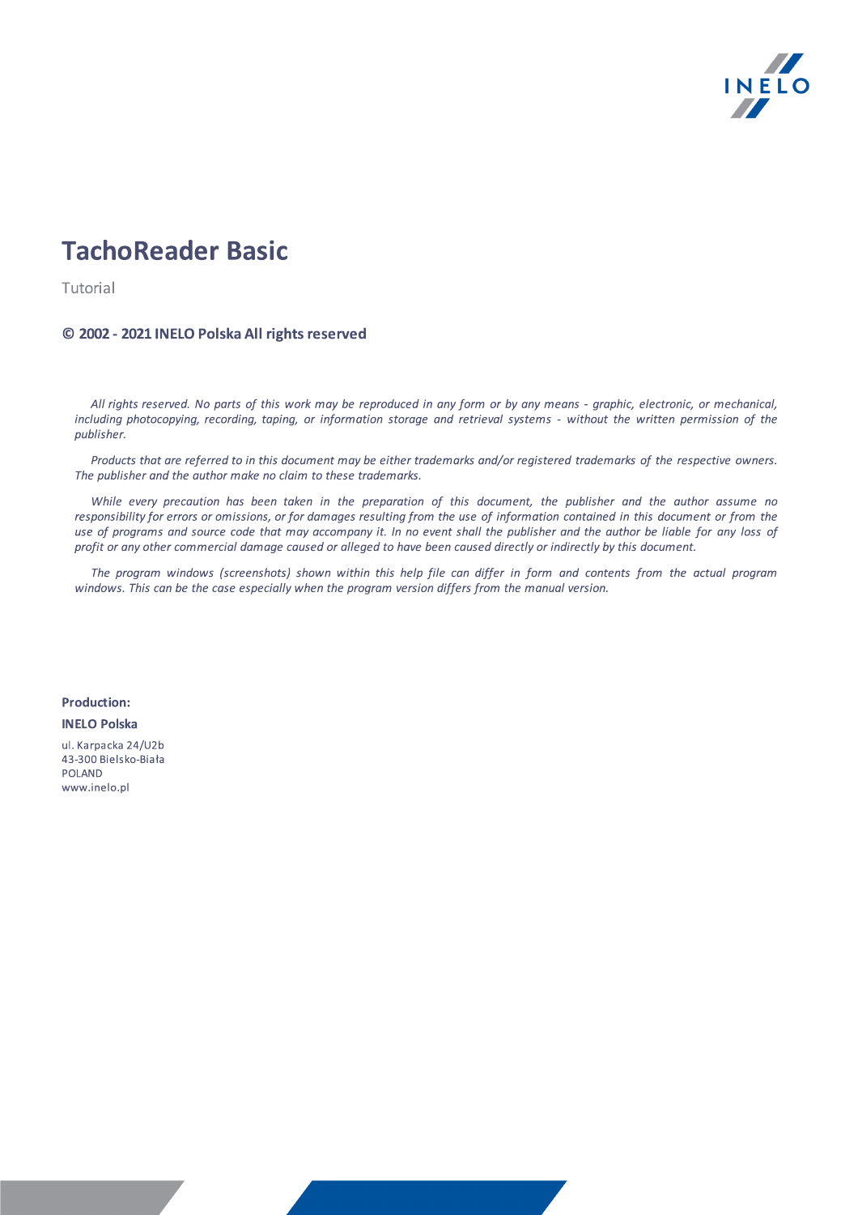# TachoReader Basic

Tutorial

**© 2002 - 2021 INELO Polska All rights reserved**

*All rights reserved. No parts of this work may be reproduced in any form or by any means - graphic, electronic, or mechanical, including photocopying, recording, taping, or information storage and retrieval systems - without the written permission of the publisher.*

*Products that are referred to in this document may be either trademarks and/or registered trademarks of the respective owners. The publisher and the author make no claim to these trademarks.*

*While every precaution has been taken in the preparation of this document, the publisher and the author assume no responsibility for errors or omissions, or for damages resulting from the use of information contained in this document or from the use of programs and source code that may accompany it. In no event shall the publisher and the author be liable for any loss of profit or any other commercial damage caused or alleged to have been caused directly or indirectly by this document.*

*The program windows (screenshots) shown within this help file can differ in form and contents from the actual program windows. This can be the case especially when the program version differs from the manual version.*

**Production:**

**INELO Polska**

ul. Karpacka 24/U2b
43-300 Bielsko-Biała
POLAND
www.inelo.pl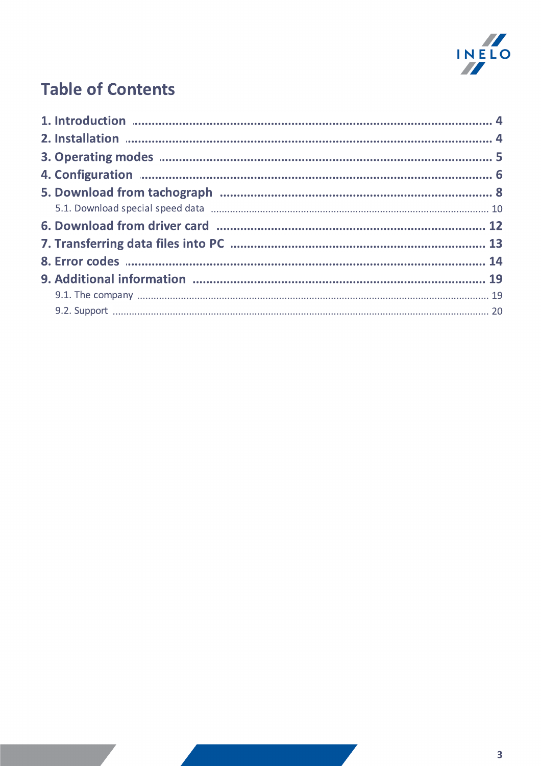# Table of Contents

1. Introduction ..... 4
2. Installation ..... 4
3. Operating modes ..... 5
4. Configuration ..... 6
5. Download from tachograph ..... 8
   - 5.1. Download special speed data ..... 10
6. Download from driver card ..... 12
7. Transferring data files into PC ..... 13
8. Error codes ..... 14
9. Additional information ..... 19
   - 9.1. The company ..... 19
   - 9.2. Support ..... 20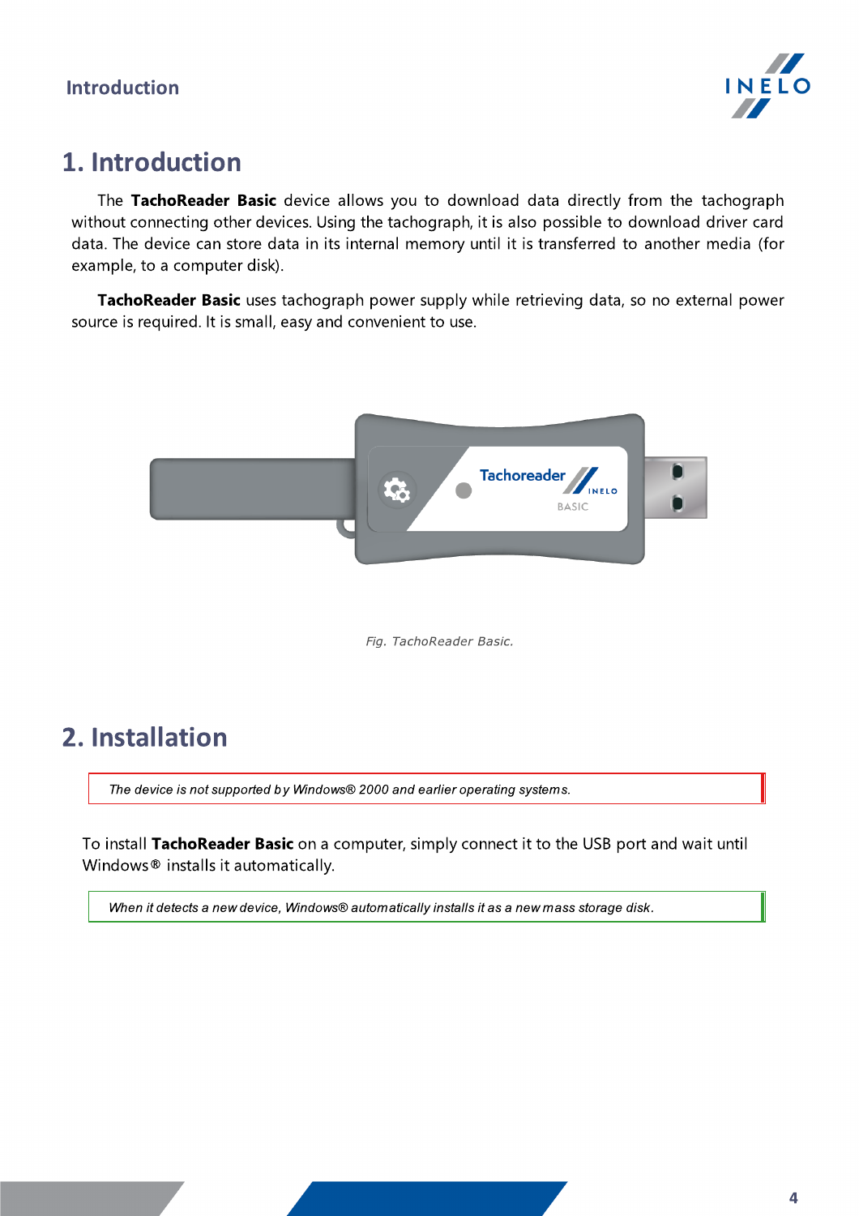# 1. Introduction

The **TachoReader Basic** device allows you to download data directly from the tachograph without connecting other devices. Using the tachograph, it is also possible to download driver card data. The device can store data in its internal memory until it is transferred to another media (for example, to a computer disk).

**TachoReader Basic** uses tachograph power supply while retrieving data, so no external power source is required. It is small, easy and convenient to use.

*Fig. TachoReader Basic.*

# 2. Installation

*The device is not supported by Windows® 2000 and earlier operating systems.*

To install **TachoReader Basic** on a computer, simply connect it to the USB port and wait until Windows® installs it automatically.

*When it detects a new device, Windows® automatically installs it as a new mass storage disk.*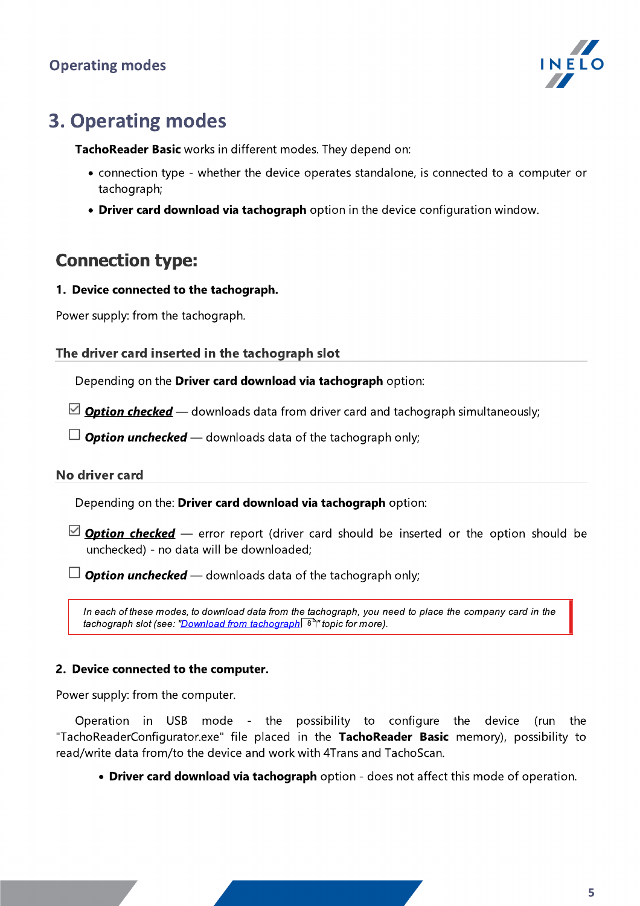# 3. Operating modes

**TachoReader Basic** works in different modes. They depend on:

- connection type - whether the device operates standalone, is connected to a computer or tachograph;
- **Driver card download via tachograph** option in the device configuration window.

## Connection type:

**1. Device connected to the tachograph.**

Power supply: from the tachograph.

### The driver card inserted in the tachograph slot

Depending on the **Driver card download via tachograph** option:

☑ ***Option checked*** — downloads data from driver card and tachograph simultaneously;

☐ ***Option unchecked*** — downloads data of the tachograph only;

### No driver card

Depending on the: **Driver card download via tachograph** option:

☑ ***Option checked*** — error report (driver card should be inserted or the option should be unchecked) - no data will be downloaded;

☐ ***Option unchecked*** — downloads data of the tachograph only;

> *In each of these modes, to download data from the tachograph, you need to place the company card in the tachograph slot (see: "Download from tachograph 8" topic for more).*

**2. Device connected to the computer.**

Power supply: from the computer.

Operation in USB mode - the possibility to configure the device (run the "TachoReaderConfigurator.exe" file placed in the **TachoReader Basic** memory), possibility to read/write data from/to the device and work with 4Trans and TachoScan.

- **Driver card download via tachograph** option - does not affect this mode of operation.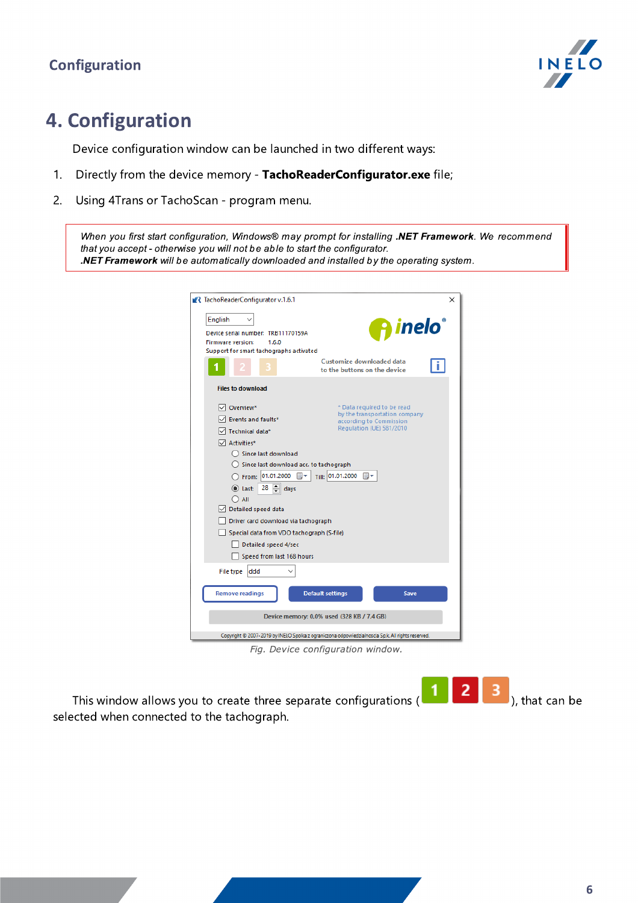# 4. Configuration

Device configuration window can be launched in two different ways:

1. Directly from the device memory - **TachoReaderConfigurator.exe** file;
2. Using 4Trans or TachoScan - program menu.

> *When you first start configuration, Windows® may prompt for installing **.NET Framework**. We recommend that you accept - otherwise you will not be able to start the configurator.*
> ***.NET Framework** will be automatically downloaded and installed by the operating system.*

*Fig. Device configuration window.*

This window allows you to create three separate configurations (1 2 3), that can be selected when connected to the tachograph.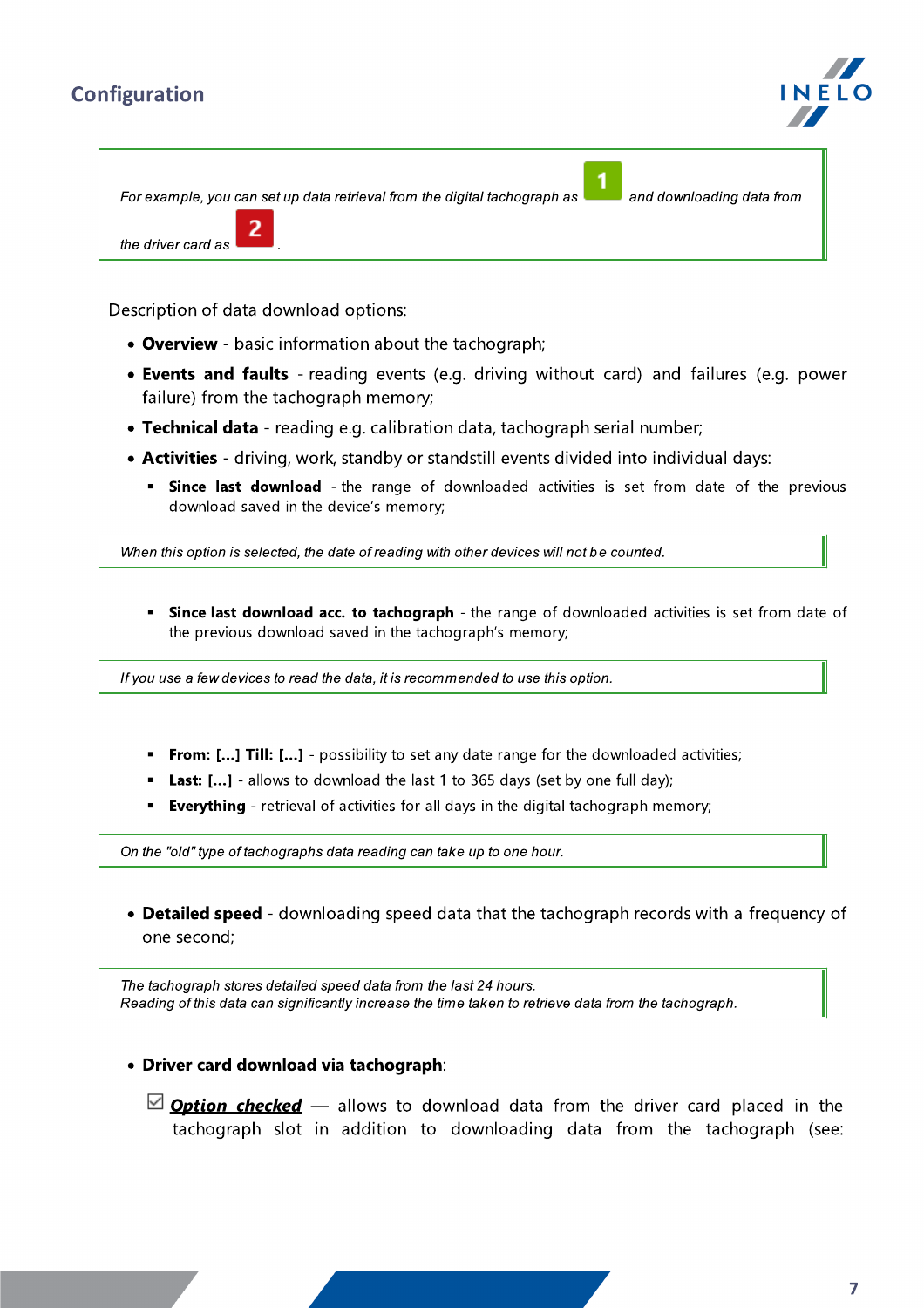## Configuration

> *For example, you can set up data retrieval from the digital tachograph as* **1** *and downloading data from the driver card as* **2** *.*

Description of data download options:

- **Overview** - basic information about the tachograph;
- **Events and faults** - reading events (e.g. driving without card) and failures (e.g. power failure) from the tachograph memory;
- **Technical data** - reading e.g. calibration data, tachograph serial number;
- **Activities** - driving, work, standby or standstill events divided into individual days:
  - **Since last download** - the range of downloaded activities is set from date of the previous download saved in the device's memory;

> *When this option is selected, the date of reading with other devices will not be counted.*

  - **Since last download acc. to tachograph** - the range of downloaded activities is set from date of the previous download saved in the tachograph's memory;

> *If you use a few devices to read the data, it is recommended to use this option.*

  - **From: [...] Till: [...]** - possibility to set any date range for the downloaded activities;
  - **Last: [...]** - allows to download the last 1 to 365 days (set by one full day);
  - **Everything** - retrieval of activities for all days in the digital tachograph memory;

> *On the "old" type of tachographs data reading can take up to one hour.*

- **Detailed speed** - downloading speed data that the tachograph records with a frequency of one second;

> *The tachograph stores detailed speed data from the last 24 hours.*
> *Reading of this data can significantly increase the time taken to retrieve data from the tachograph.*

- **Driver card download via tachograph**:

  ☑ ***Option checked*** — allows to download data from the driver card placed in the tachograph slot in addition to downloading data from the tachograph (see: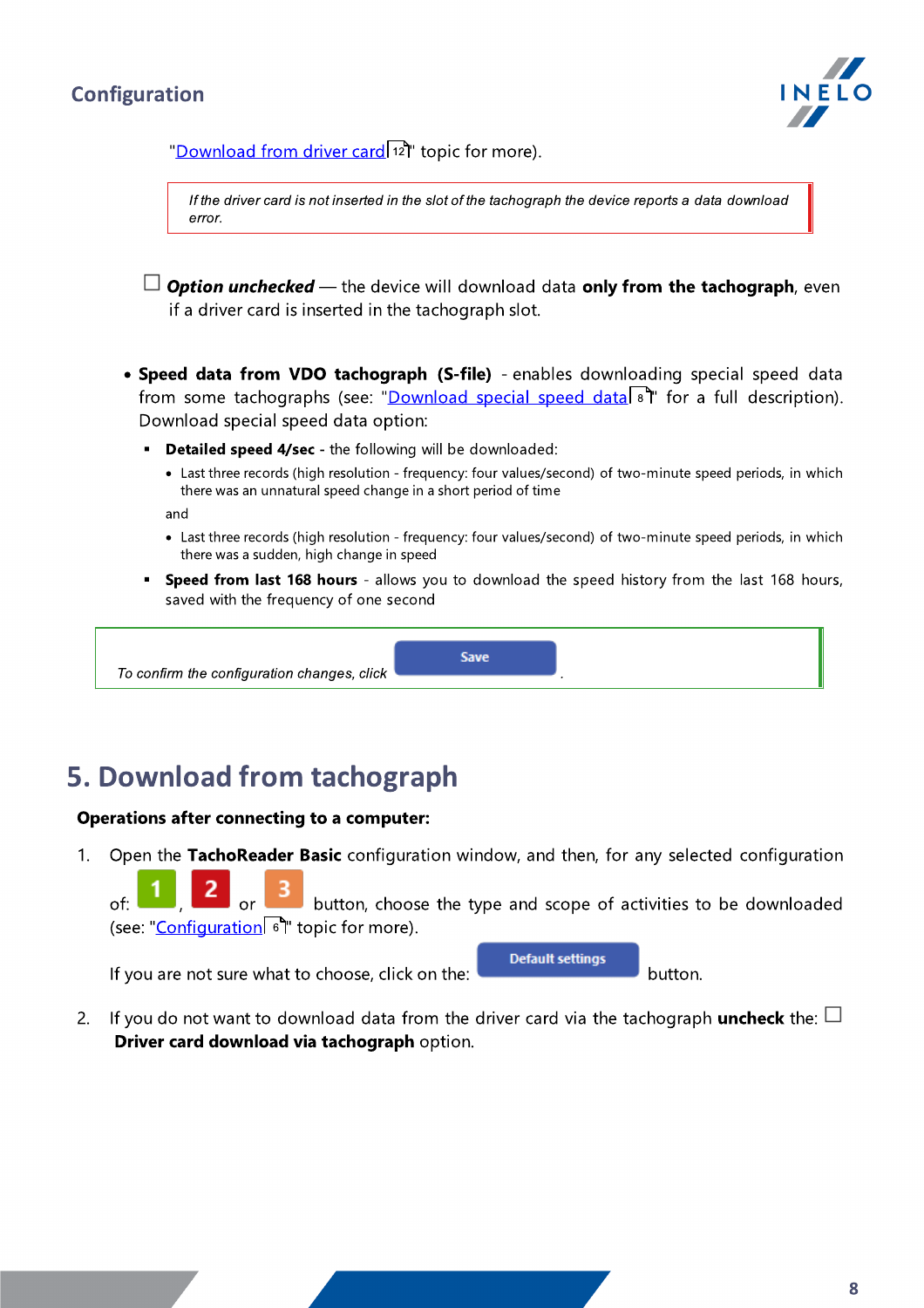"Download from driver card 12" topic for more).

> *If the driver card is not inserted in the slot of the tachograph the device reports a data download error.*

☐ ***Option unchecked*** — the device will download data **only from the tachograph**, even if a driver card is inserted in the tachograph slot.

- **Speed data from VDO tachograph (S-file)** - enables downloading special speed data from some tachographs (see: "Download special speed data 8" for a full description). Download special speed data option:
  - **Detailed speed 4/sec** - the following will be downloaded:
    - Last three records (high resolution - frequency: four values/second) of two-minute speed periods, in which there was an unnatural speed change in a short period of time

    and

    - Last three records (high resolution - frequency: four values/second) of two-minute speed periods, in which there was a sudden, high change in speed
  - **Speed from last 168 hours** - allows you to download the speed history from the last 168 hours, saved with the frequency of one second

> *To confirm the configuration changes, click* Save .

# 5. Download from tachograph

**Operations after connecting to a computer:**

1. Open the **TachoReader Basic** configuration window, and then, for any selected configuration of: 1, 2 or 3 button, choose the type and scope of activities to be downloaded (see: "Configuration 6" topic for more).

   If you are not sure what to choose, click on the: Default settings button.

2. If you do not want to download data from the driver card via the tachograph **uncheck** the: ☐ **Driver card download via tachograph** option.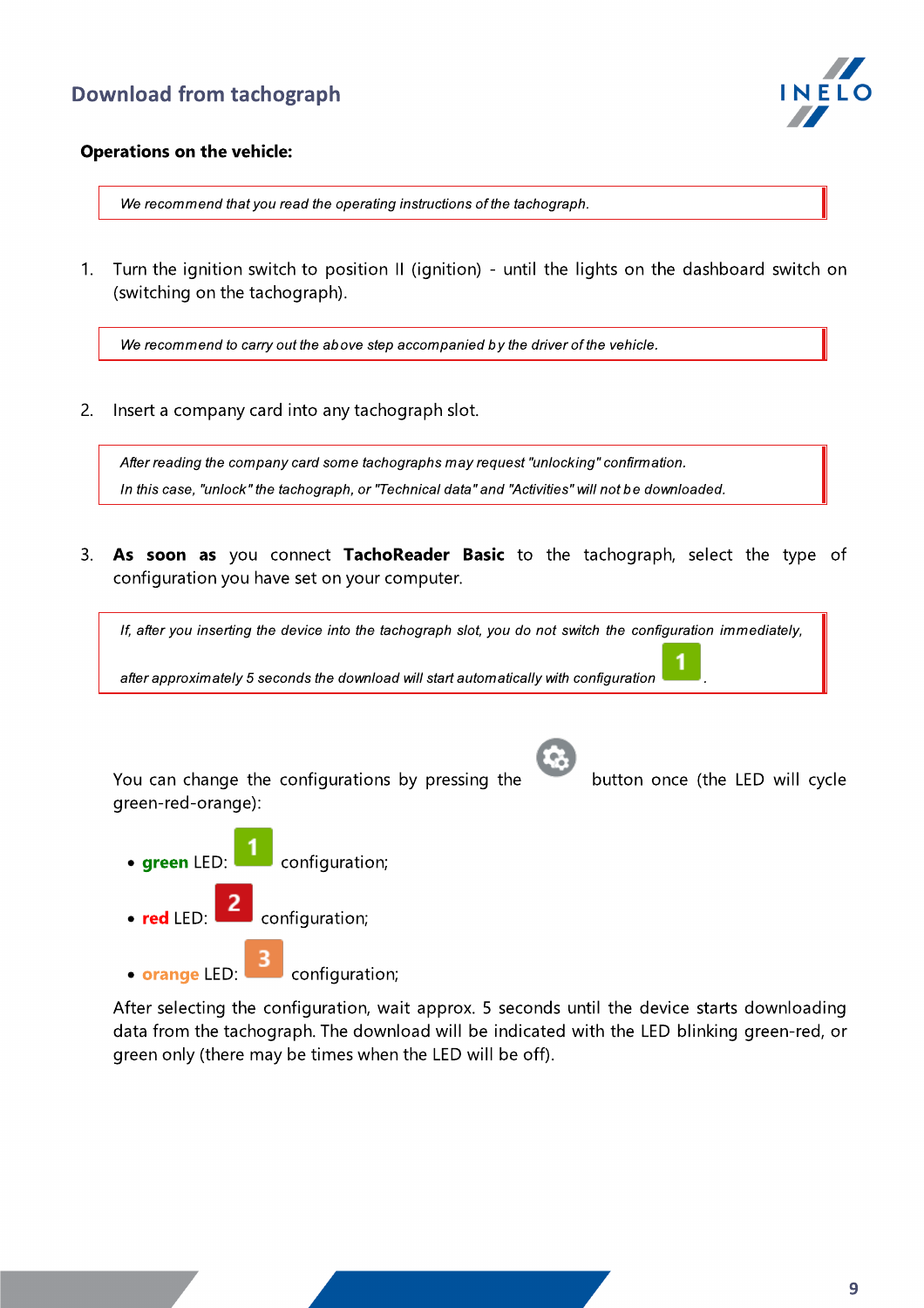**Operations on the vehicle:**

> *We recommend that you read the operating instructions of the tachograph.*

1. Turn the ignition switch to position II (ignition) - until the lights on the dashboard switch on (switching on the tachograph).

> *We recommend to carry out the above step accompanied by the driver of the vehicle.*

2. Insert a company card into any tachograph slot.

> *After reading the company card some tachographs may request "unlocking" confirmation.*
>
> *In this case, "unlock" the tachograph, or "Technical data" and "Activities" will not be downloaded.*

3. **As soon as** you connect **TachoReader Basic** to the tachograph, select the type of configuration you have set on your computer.

> *If, after you inserting the device into the tachograph slot, you do not switch the configuration immediately, after approximately 5 seconds the download will start automatically with configuration* 1.

You can change the configurations by pressing the button once (the LED will cycle green-red-orange):

- **green** LED: 1 configuration;
- **red** LED: 2 configuration;
- **orange** LED: 3 configuration;

After selecting the configuration, wait approx. 5 seconds until the device starts downloading data from the tachograph. The download will be indicated with the LED blinking green-red, or green only (there may be times when the LED will be off).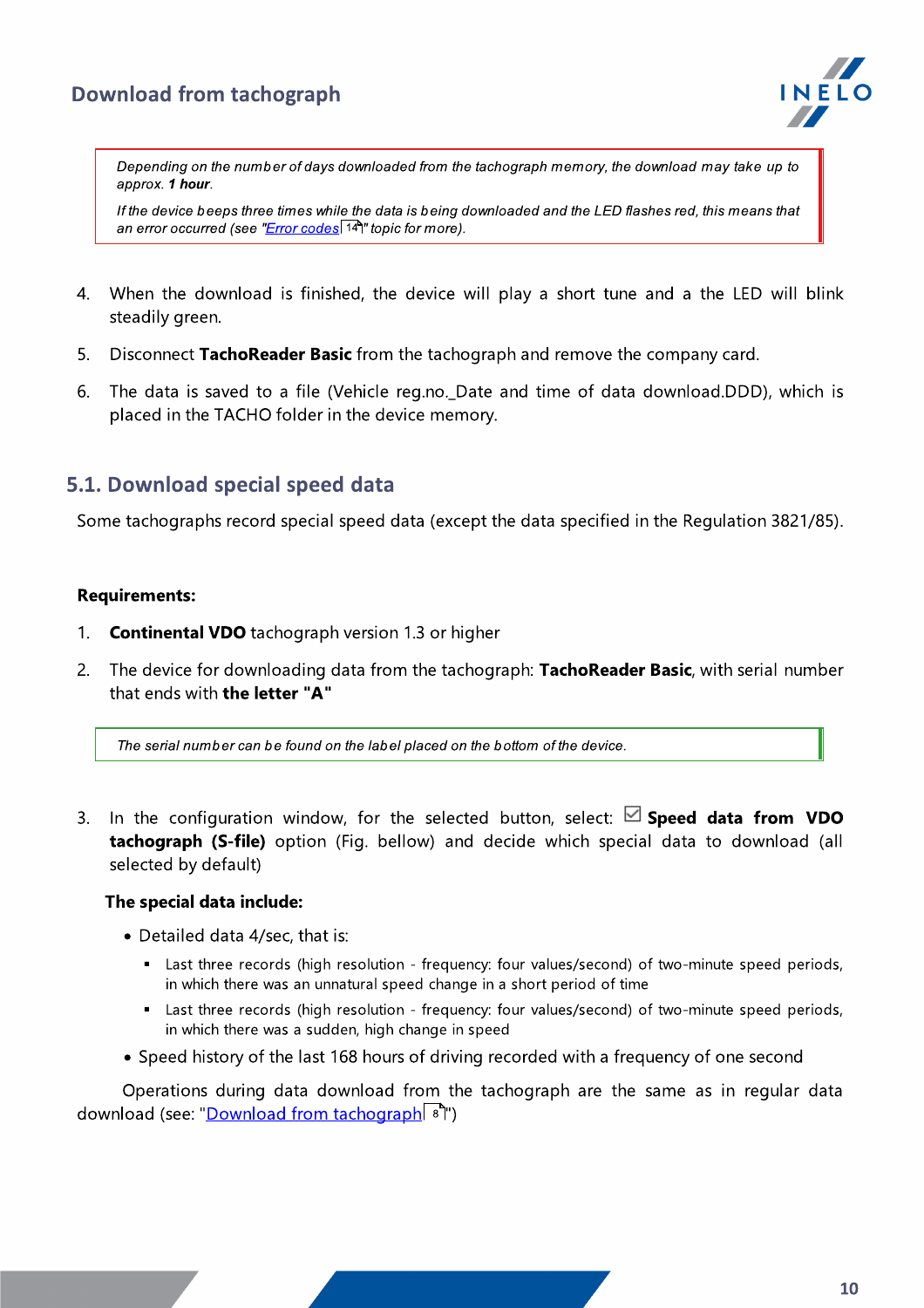> *Depending on the number of days downloaded from the tachograph memory, the download may take up to approx. **1 hour**.*
>
> *If the device beeps three times while the data is being downloaded and the LED flashes red, this means that an error occurred (see "Error codes 14" topic for more).*

4. When the download is finished, the device will play a short tune and a the LED will blink steadily green.
5. Disconnect **TachoReader Basic** from the tachograph and remove the company card.
6. The data is saved to a file (Vehicle reg.no._Date and time of data download.DDD), which is placed in the TACHO folder in the device memory.

## 5.1. Download special speed data

Some tachographs record special speed data (except the data specified in the Regulation 3821/85).

**Requirements:**

1. **Continental VDO** tachograph version 1.3 or higher
2. The device for downloading data from the tachograph: **TachoReader Basic**, with serial number that ends with **the letter "A"**

> *The serial number can be found on the label placed on the bottom of the device.*

3. In the configuration window, for the selected button, select: ☑ **Speed data from VDO tachograph (S-file)** option (Fig. bellow) and decide which special data to download (all selected by default)

   **The special data include:**

   - Detailed data 4/sec, that is:
     - Last three records (high resolution - frequency: four values/second) of two-minute speed periods, in which there was an unnatural speed change in a short period of time
     - Last three records (high resolution - frequency: four values/second) of two-minute speed periods, in which there was a sudden, high change in speed
   - Speed history of the last 168 hours of driving recorded with a frequency of one second

   Operations during data download from the tachograph are the same as in regular data download (see: "Download from tachograph 8")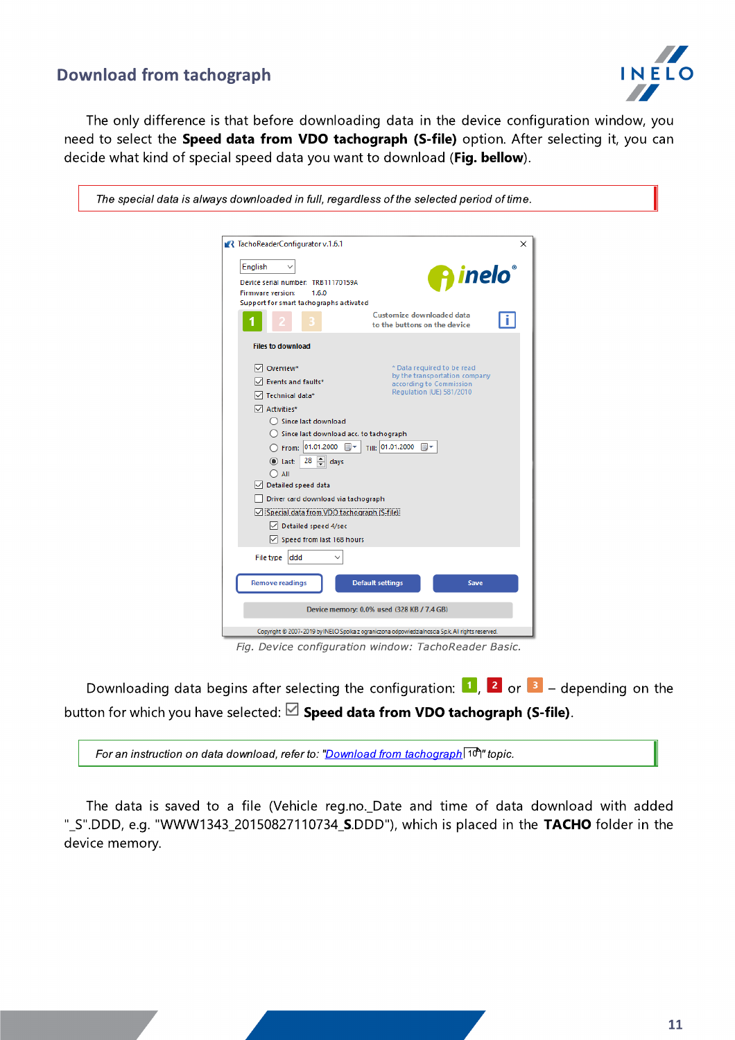## Download from tachograph

The only difference is that before downloading data in the device configuration window, you need to select the **Speed data from VDO tachograph (S-file)** option. After selecting it, you can decide what kind of special speed data you want to download (**Fig. bellow**).

*The special data is always downloaded in full, regardless of the selected period of time.*

Fig. Device configuration window: TachoReader Basic.

Downloading data begins after selecting the configuration: 1, 2 or 3 – depending on the button for which you have selected: ☑ **Speed data from VDO tachograph (S-file)**.

*For an instruction on data download, refer to: "Download from tachograph 10" topic.*

The data is saved to a file (Vehicle reg.no._Date and time of data download with added "_S".DDD, e.g. "WWW1343_20150827110734_S.DDD"), which is placed in the **TACHO** folder in the device memory.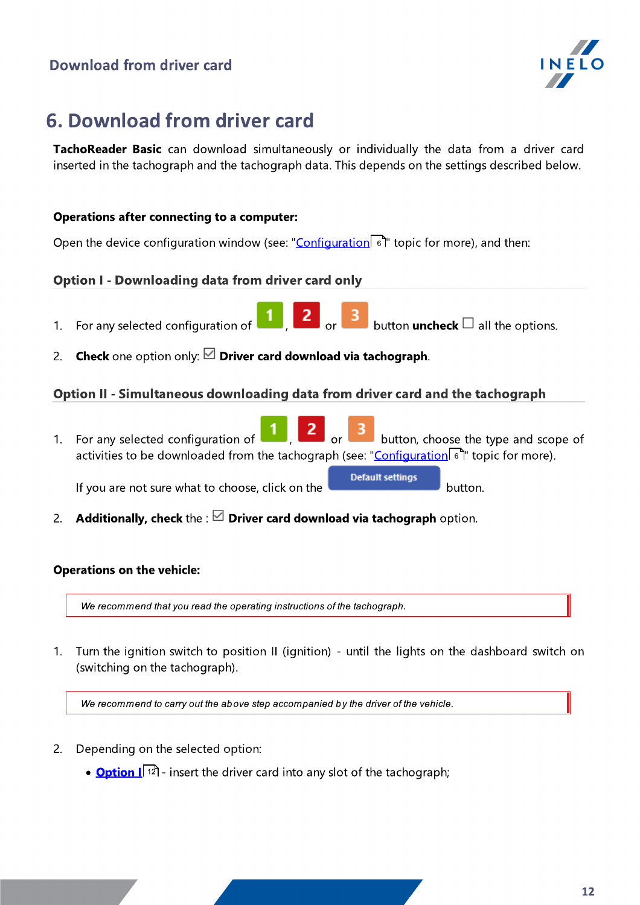# 6. Download from driver card

**TachoReader Basic** can download simultaneously or individually the data from a driver card inserted in the tachograph and the tachograph data. This depends on the settings described below.

**Operations after connecting to a computer:**

Open the device configuration window (see: "Configuration 6" topic for more), and then:

### Option I - Downloading data from driver card only

1. For any selected configuration of 1, 2 or 3 button **uncheck** ☐ all the options.
2. **Check** one option only: ☑ **Driver card download via tachograph**.

### Option II - Simultaneous downloading data from driver card and the tachograph

1. For any selected configuration of 1, 2 or 3 button, choose the type and scope of activities to be downloaded from the tachograph (see: "Configuration 6" topic for more).

   If you are not sure what to choose, click on the Default settings button.
2. **Additionally, check** the : ☑ **Driver card download via tachograph** option.

**Operations on the vehicle:**

*We recommend that you read the operating instructions of the tachograph.*

1. Turn the ignition switch to position II (ignition) - until the lights on the dashboard switch on (switching on the tachograph).

*We recommend to carry out the above step accompanied by the driver of the vehicle.*

2. Depending on the selected option:
   - **Option I** 12 - insert the driver card into any slot of the tachograph;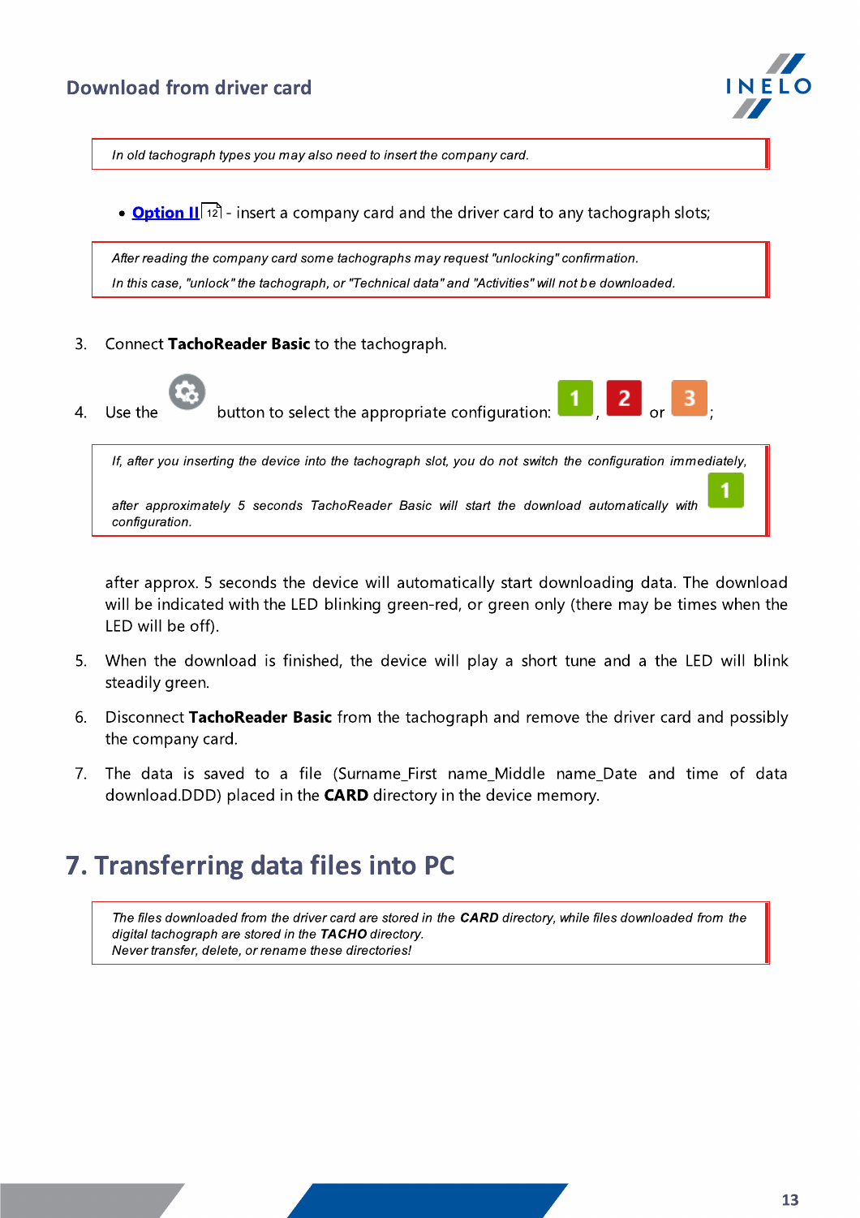> *In old tachograph types you may also need to insert the company card.*

- **Option II** 12 - insert a company card and the driver card to any tachograph slots;

> *After reading the company card some tachographs may request "unlocking" confirmation.*
> *In this case, "unlock" the tachograph, or "Technical data" and "Activities" will not be downloaded.*

3. Connect **TachoReader Basic** to the tachograph.

4. Use the button to select the appropriate configuration: 1, 2 or 3;

> *If, after you inserting the device into the tachograph slot, you do not switch the configuration immediately, after approximately 5 seconds TachoReader Basic will start the download automatically with 1 configuration.*

after approx. 5 seconds the device will automatically start downloading data. The download will be indicated with the LED blinking green-red, or green only (there may be times when the LED will be off).

5. When the download is finished, the device will play a short tune and a the LED will blink steadily green.

6. Disconnect **TachoReader Basic** from the tachograph and remove the driver card and possibly the company card.

7. The data is saved to a file (Surname_First name_Middle name_Date and time of data download.DDD) placed in the **CARD** directory in the device memory.

# 7. Transferring data files into PC

> *The files downloaded from the driver card are stored in the **CARD** directory, while files downloaded from the digital tachograph are stored in the **TACHO** directory.*
> *Never transfer, delete, or rename these directories!*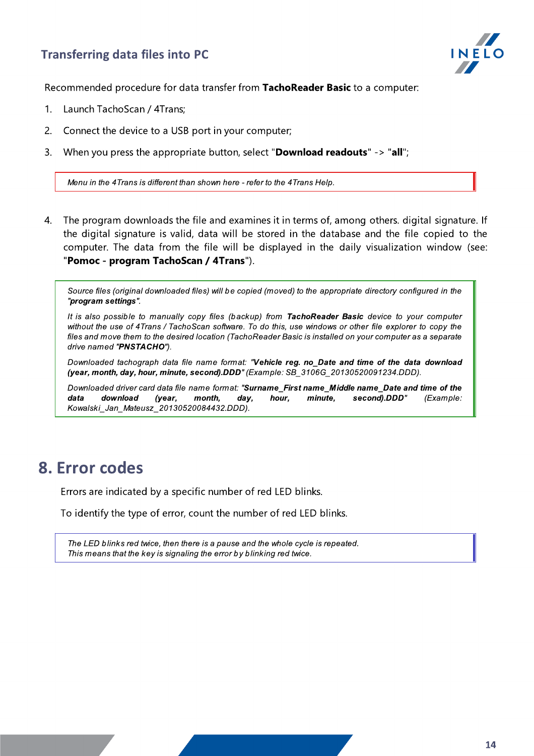## Transferring data files into PC

Recommended procedure for data transfer from **TachoReader Basic** to a computer:

1. Launch TachoScan / 4Trans;
2. Connect the device to a USB port in your computer;
3. When you press the appropriate button, select "**Download readouts**" -> "**all**";

> *Menu in the 4Trans is different than shown here - refer to the 4Trans Help.*

4. The program downloads the file and examines it in terms of, among others. digital signature. If the digital signature is valid, data will be stored in the database and the file copied to the computer. The data from the file will be displayed in the daily visualization window (see: "**Pomoc - program TachoScan / 4Trans**").

> *Source files (original downloaded files) will be copied (moved) to the appropriate directory configured in the **"program settings"**.*
>
> *It is also possible to manually copy files (backup) from **TachoReader Basic** device to your computer without the use of 4Trans / TachoScan software. To do this, use windows or other file explorer to copy the files and move them to the desired location (TachoReader Basic is installed on your computer as a separate drive named **"PNSTACHO"**).*
>
> *Downloaded tachograph data file name format: **"Vehicle reg. no_Date and time of the data download (year, month, day, hour, minute, second).DDD"** (Example: SB_3106G_20130520091234.DDD).*
>
> *Downloaded driver card data file name format: **"Surname_First name_Middle name_Date and time of the data download (year, month, day, hour, minute, second).DDD"** (Example: Kowalski_Jan_Mateusz_20130520084432.DDD).*

# 8. Error codes

Errors are indicated by a specific number of red LED blinks.

To identify the type of error, count the number of red LED blinks.

> *The LED blinks red twice, then there is a pause and the whole cycle is repeated.*
> *This means that the key is signaling the error by blinking red twice.*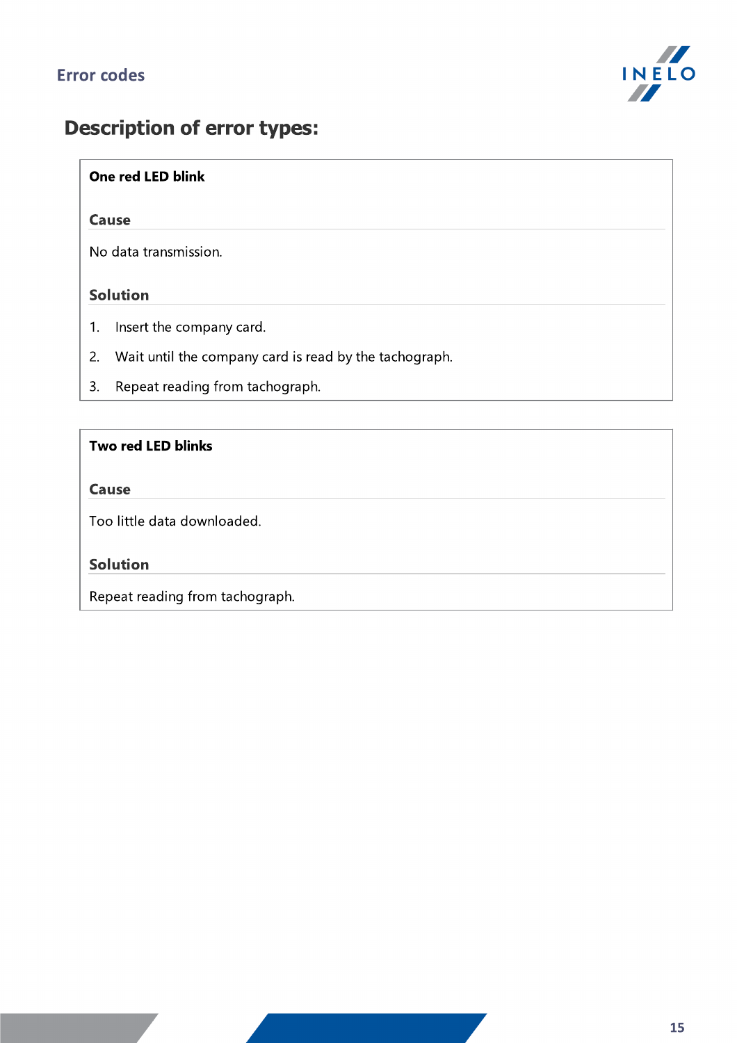## Description of error types:

**One red LED blink**

**Cause**

No data transmission.

**Solution**

1. Insert the company card.
2. Wait until the company card is read by the tachograph.
3. Repeat reading from tachograph.

**Two red LED blinks**

**Cause**

Too little data downloaded.

**Solution**

Repeat reading from tachograph.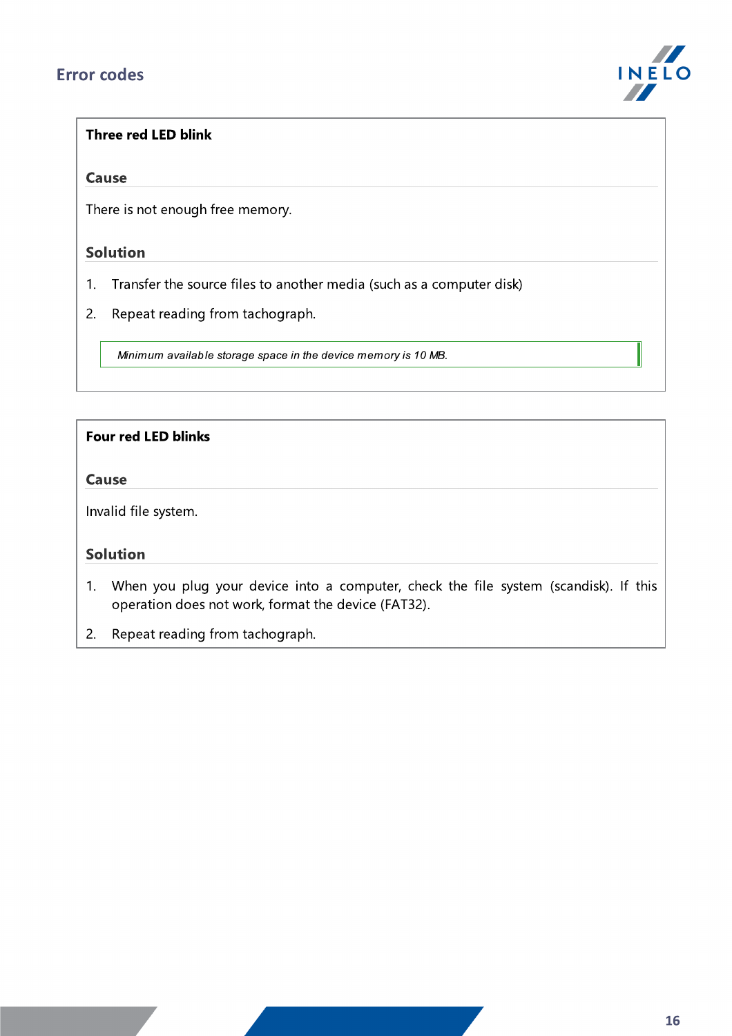**Three red LED blink**

### Cause

There is not enough free memory.

### Solution

1. Transfer the source files to another media (such as a computer disk)
2. Repeat reading from tachograph.

> *Minimum available storage space in the device memory is 10 MB.*

**Four red LED blinks**

### Cause

Invalid file system.

### Solution

1. When you plug your device into a computer, check the file system (scandisk). If this operation does not work, format the device (FAT32).
2. Repeat reading from tachograph.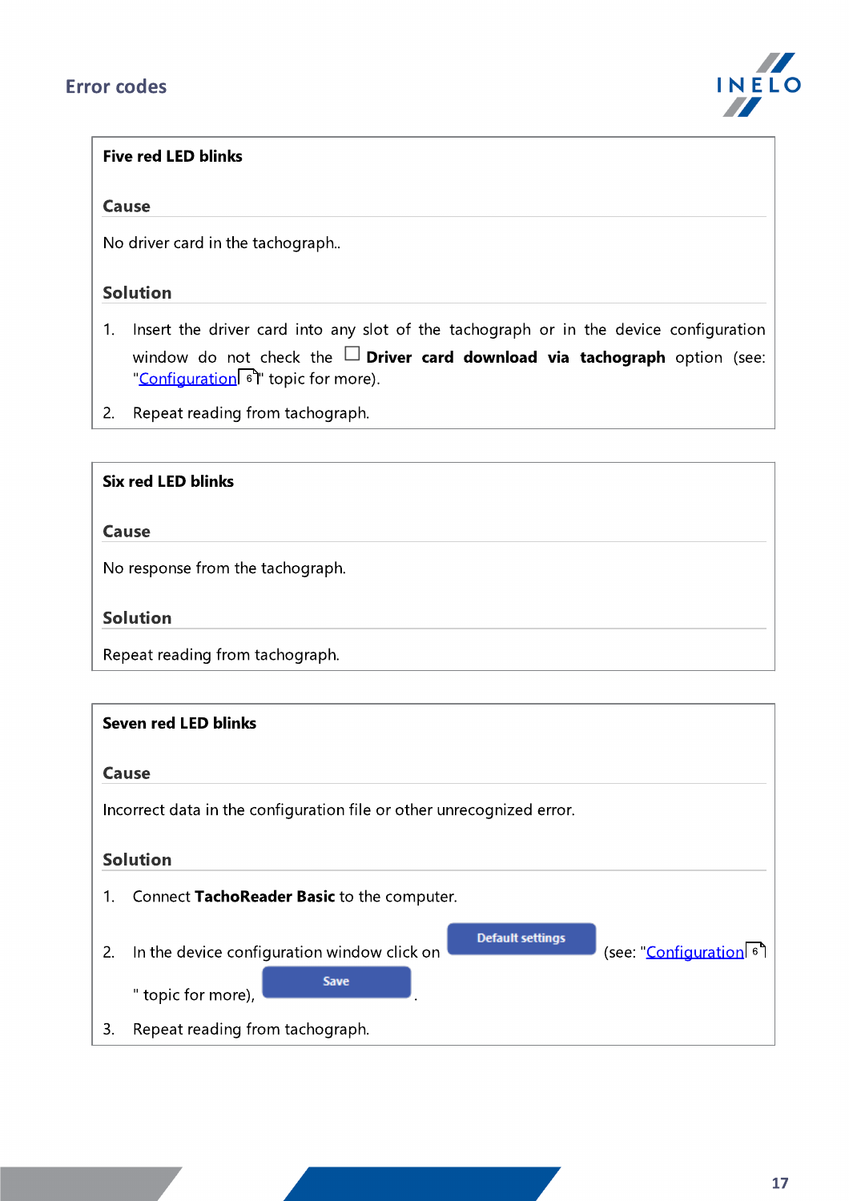**Five red LED blinks**

**Cause**

No driver card in the tachograph..

**Solution**

1. Insert the driver card into any slot of the tachograph or in the device configuration window do not check the ☐ **Driver card download via tachograph** option (see: "Configuration[6]" topic for more).
2. Repeat reading from tachograph.

**Six red LED blinks**

**Cause**

No response from the tachograph.

**Solution**

Repeat reading from tachograph.

**Seven red LED blinks**

**Cause**

Incorrect data in the configuration file or other unrecognized error.

**Solution**

1. Connect **TachoReader Basic** to the computer.
2. In the device configuration window click on **Default settings** (see: "Configuration[6]" topic for more), **Save**.
3. Repeat reading from tachograph.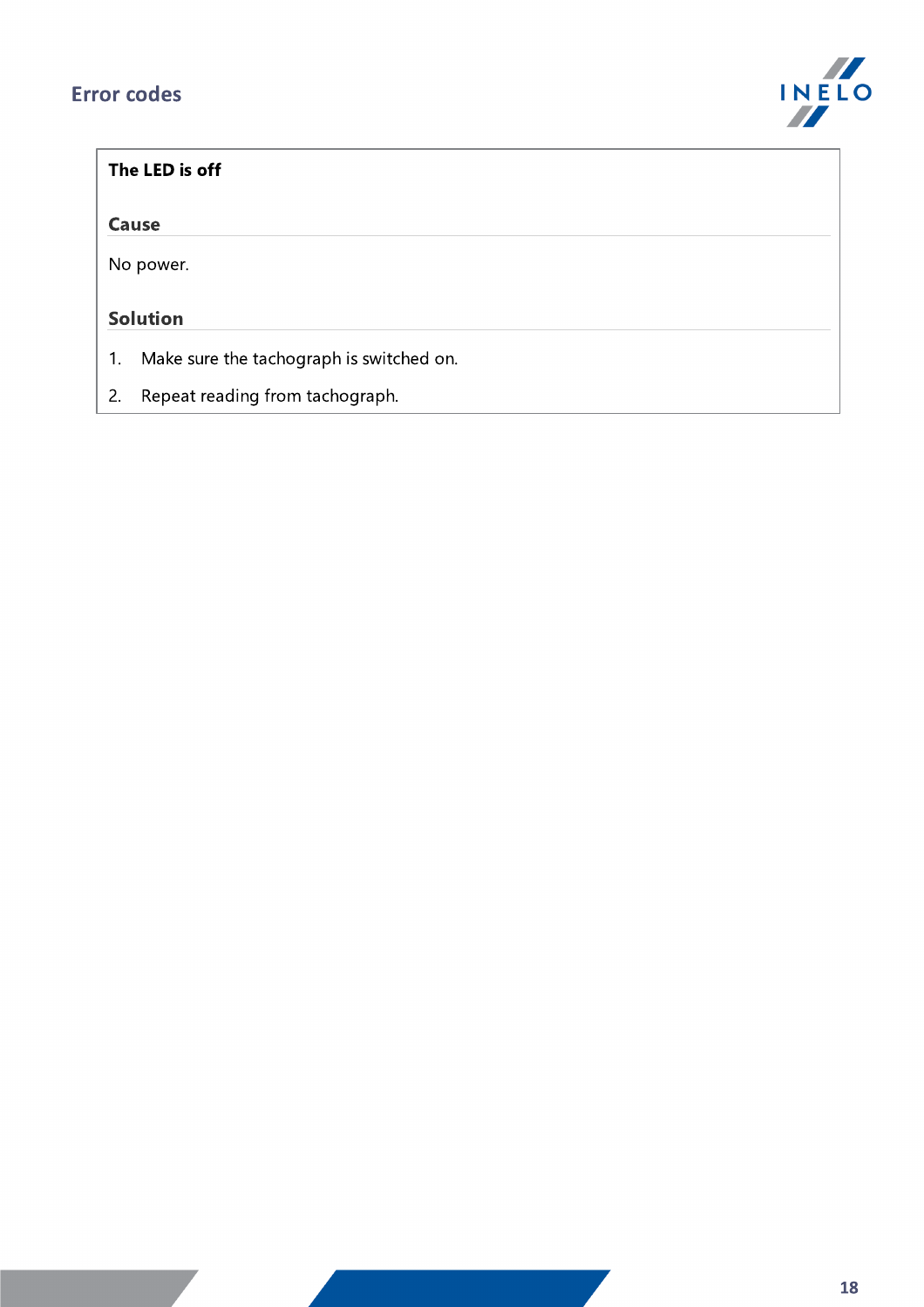**The LED is off**

### Cause

No power.

### Solution

1. Make sure the tachograph is switched on.
2. Repeat reading from tachograph.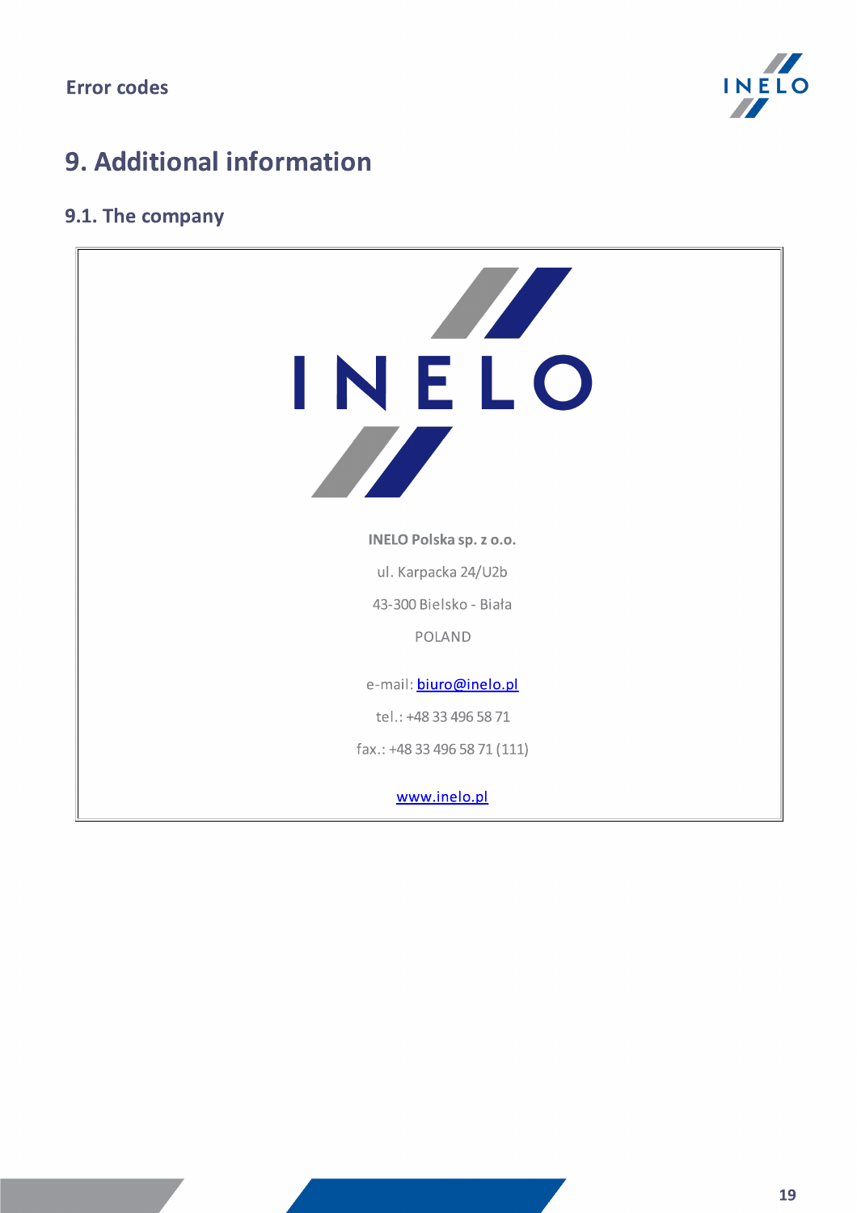# 9. Additional information

## 9.1. The company

**INELO Polska sp. z o.o.**

ul. Karpacka 24/U2b

43-300 Bielsko - Biała

POLAND

e-mail: biuro@inelo.pl

tel.: +48 33 496 58 71

fax.: +48 33 496 58 71 (111)

www.inelo.pl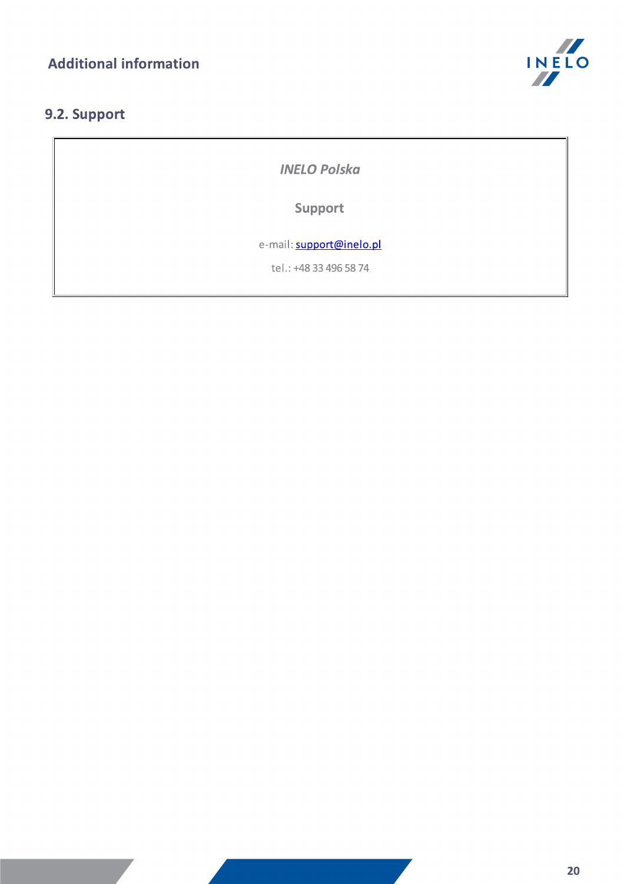## 9.2. Support

*INELO Polska*

**Support**

e-mail: support@inelo.pl

tel.: +48 33 496 58 74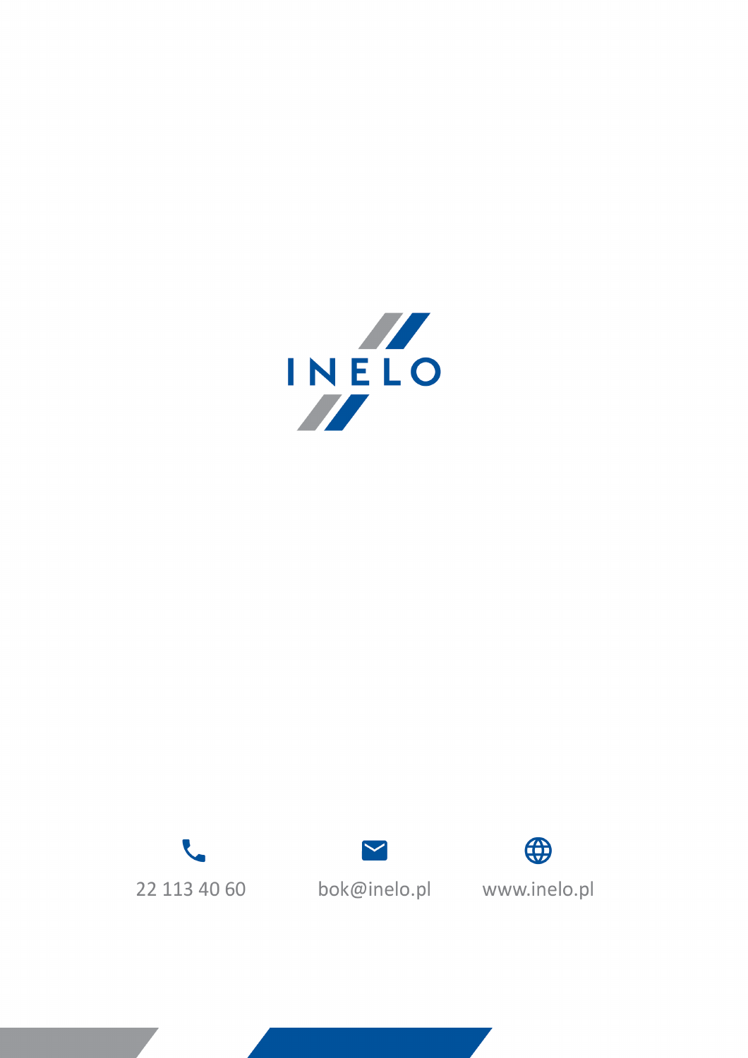INELO

22 113 40 60

bok@inelo.pl

www.inelo.pl